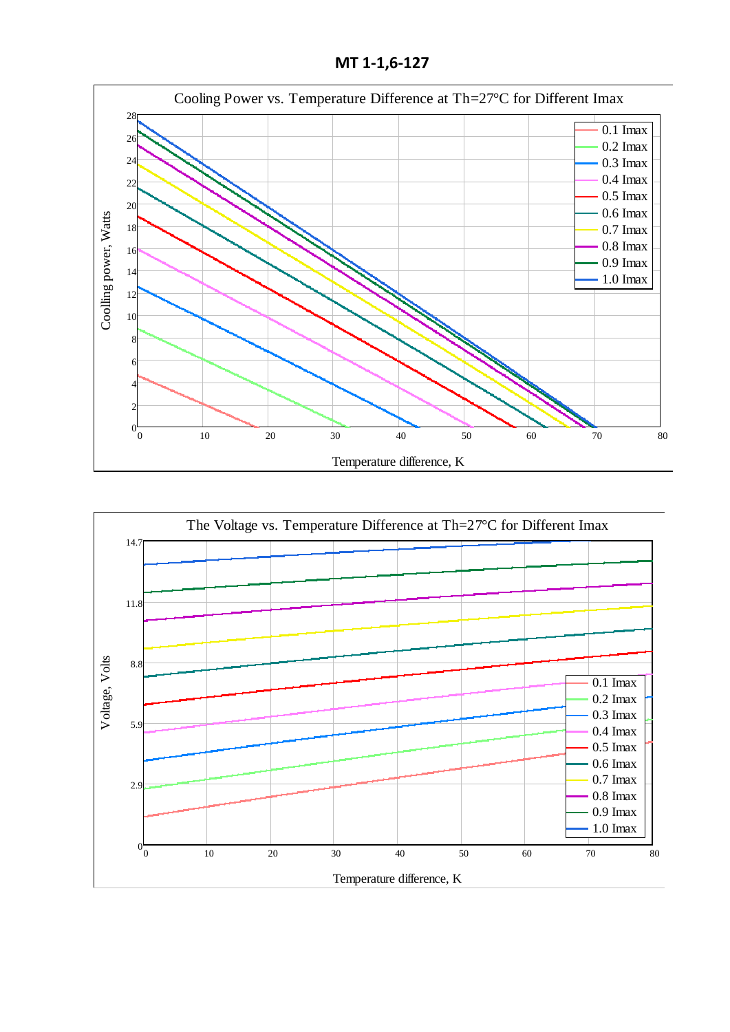# MT 1-1,6-127

Cooling Power vs. Temperature Difference at Th=27°C for Different Imax

Coolling power, Watts

Temperature difference, K

0.1 Imax
0.2 Imax
0.3 Imax
0.4 Imax
0.5 Imax
0.6 Imax
0.7 Imax
0.8 Imax
0.9 Imax
1.0 Imax

The Voltage vs. Temperature Difference at Th=27°C for Different Imax

Voltage, Volts

Temperature difference, K

0.1 Imax
0.2 Imax
0.3 Imax
0.4 Imax
0.5 Imax
0.6 Imax
0.7 Imax
0.8 Imax
0.9 Imax
1.0 Imax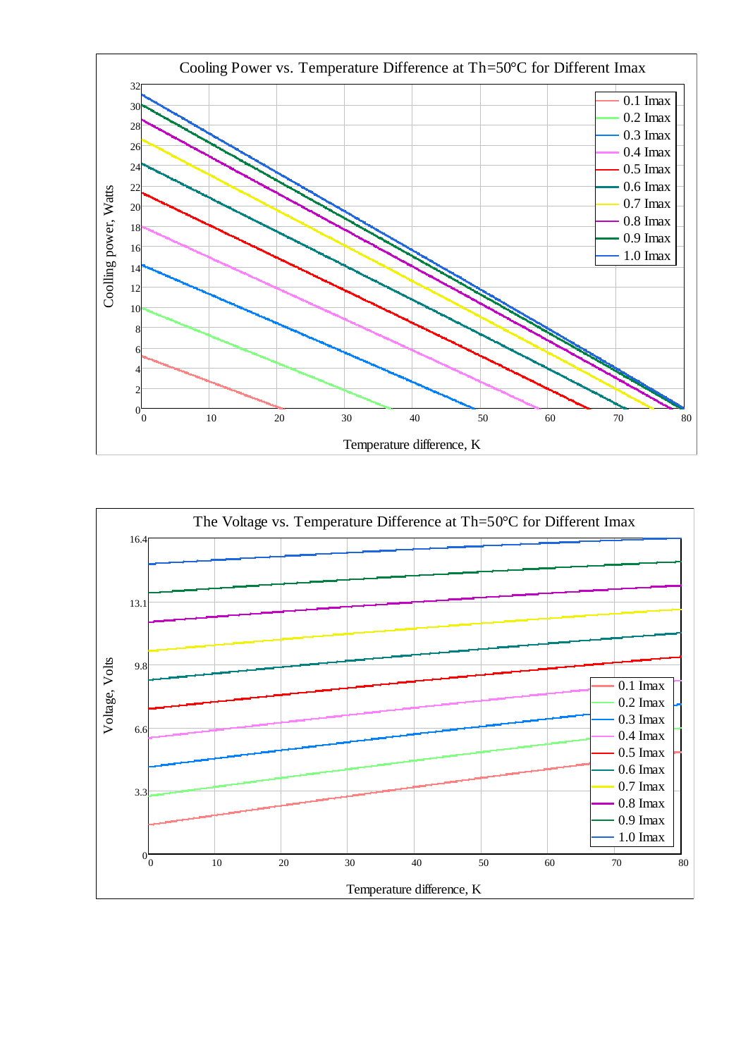Cooling Power vs. Temperature Difference at Th=50°C for Different Imax

Coolling power, Watts

0
2
4
6
8
10
12
14
16
18
20
22
24
26
28
30
32

Temperature difference, K

0
10
20
30
40
50
60
70
80

0.1 Imax
0.2 Imax
0.3 Imax
0.4 Imax
0.5 Imax
0.6 Imax
0.7 Imax
0.8 Imax
0.9 Imax
1.0 Imax

The Voltage vs. Temperature Difference at Th=50°C for Different Imax

Voltage, Volts

0
3.3
6.6
9.8
13.1
16.4

Temperature difference, K

0
10
20
30
40
50
60
70
80

0.1 Imax
0.2 Imax
0.3 Imax
0.4 Imax
0.5 Imax
0.6 Imax
0.7 Imax
0.8 Imax
0.9 Imax
1.0 Imax